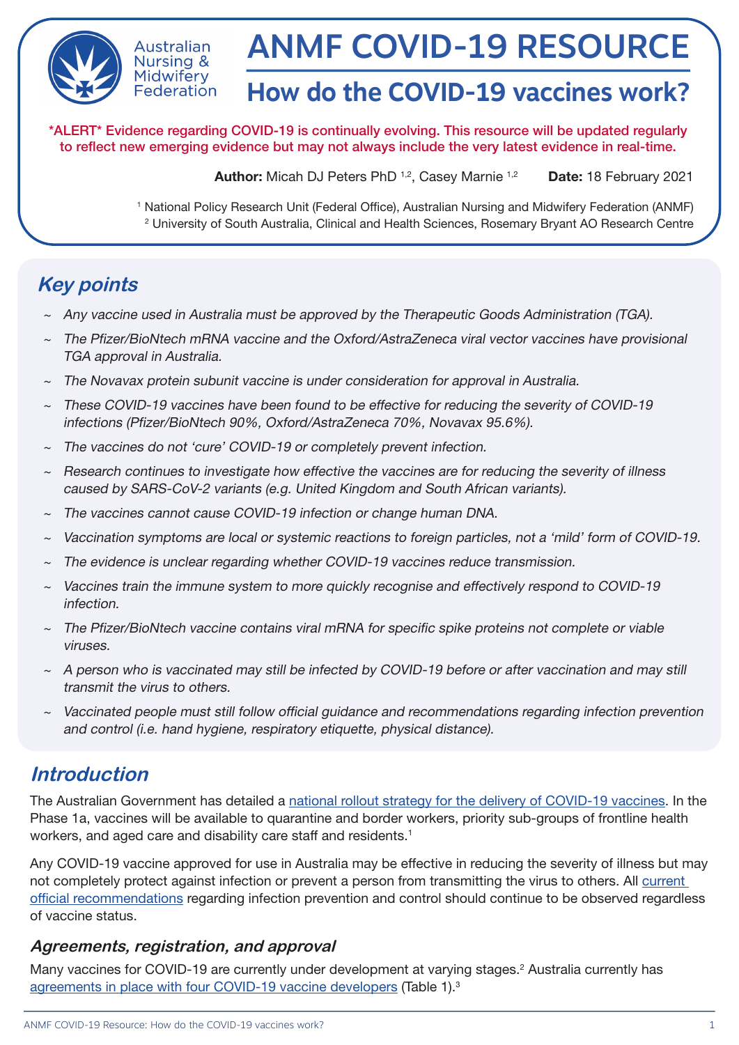# ANMF COVID-19 RESOURCE

## How do the COVID-19 vaccines work?

*ALERT* Evidence regarding COVID-19 is continually evolving. This resource will be updated regularly to reflect new emerging evidence but may not always include the very latest evidence in real-time.

**Author:** Micah DJ Peters PhD [1,2], Casey Marnie [1,2] **Date:** 18 February 2021

[1] National Policy Research Unit (Federal Office), Australian Nursing and Midwifery Federation (ANMF)
[2] University of South Australia, Clinical and Health Sciences, Rosemary Bryant AO Research Centre

## Key points

- *Any vaccine used in Australia must be approved by the Therapeutic Goods Administration (TGA).*
- *The Pfizer/BioNtech mRNA vaccine and the Oxford/AstraZeneca viral vector vaccines have provisional TGA approval in Australia.*
- *The Novavax protein subunit vaccine is under consideration for approval in Australia.*
- *These COVID-19 vaccines have been found to be effective for reducing the severity of COVID-19 infections (Pfizer/BioNtech 90%, Oxford/AstraZeneca 70%, Novavax 95.6%).*
- *The vaccines do not 'cure' COVID-19 or completely prevent infection.*
- *Research continues to investigate how effective the vaccines are for reducing the severity of illness caused by SARS-CoV-2 variants (e.g. United Kingdom and South African variants).*
- *The vaccines cannot cause COVID-19 infection or change human DNA.*
- *Vaccination symptoms are local or systemic reactions to foreign particles, not a 'mild' form of COVID-19.*
- *The evidence is unclear regarding whether COVID-19 vaccines reduce transmission.*
- *Vaccines train the immune system to more quickly recognise and effectively respond to COVID-19 infection.*
- *The Pfizer/BioNtech vaccine contains viral mRNA for specific spike proteins not complete or viable viruses.*
- *A person who is vaccinated may still be infected by COVID-19 before or after vaccination and may still transmit the virus to others.*
- *Vaccinated people must still follow official guidance and recommendations regarding infection prevention and control (i.e. hand hygiene, respiratory etiquette, physical distance).*

## Introduction

The Australian Government has detailed a national rollout strategy for the delivery of COVID-19 vaccines. In the Phase 1a, vaccines will be available to quarantine and border workers, priority sub-groups of frontline health workers, and aged care and disability care staff and residents.[1]

Any COVID-19 vaccine approved for use in Australia may be effective in reducing the severity of illness but may not completely protect against infection or prevent a person from transmitting the virus to others. All current official recommendations regarding infection prevention and control should continue to be observed regardless of vaccine status.

### Agreements, registration, and approval

Many vaccines for COVID-19 are currently under development at varying stages.[2] Australia currently has agreements in place with four COVID-19 vaccine developers (Table 1).[3]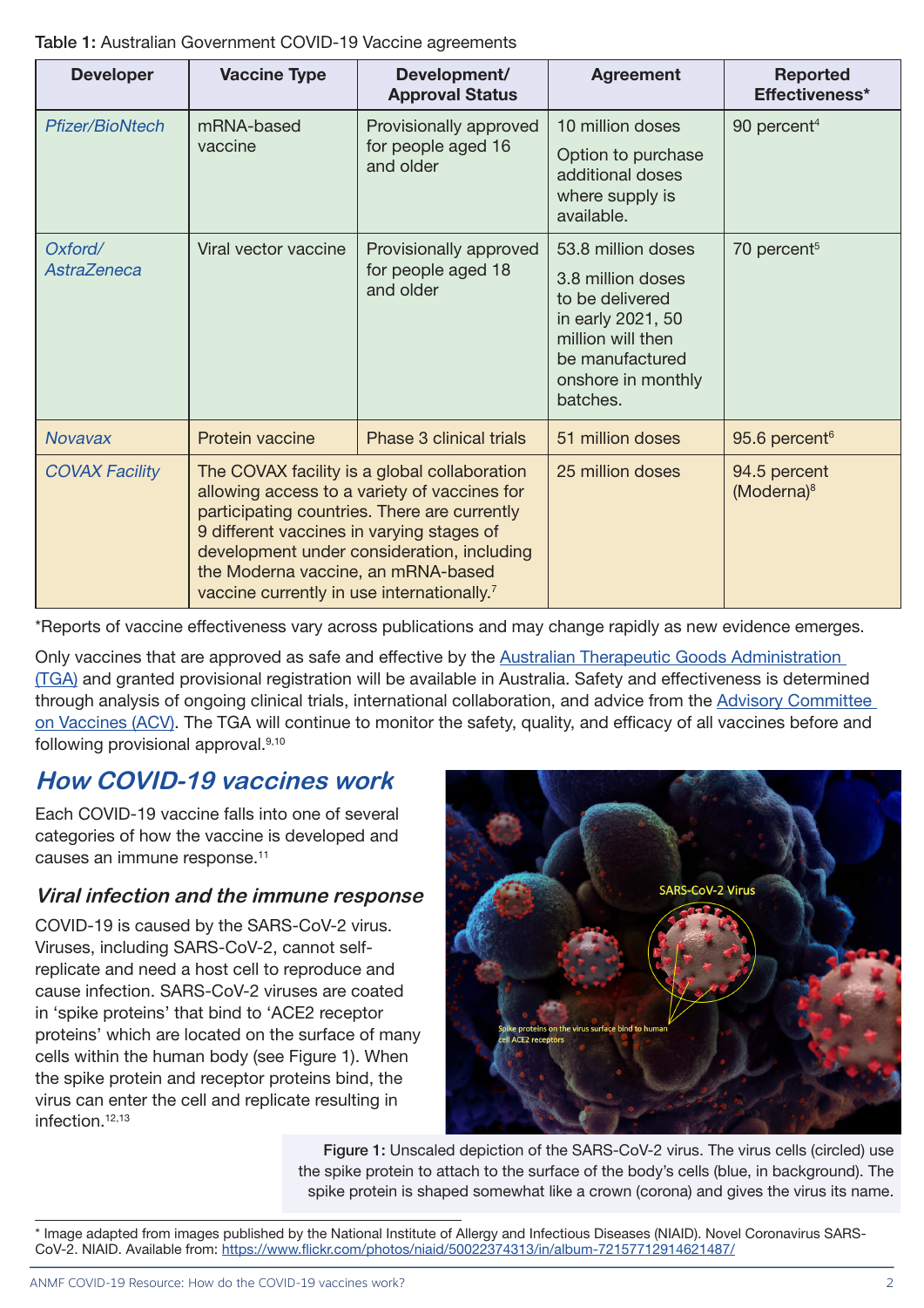Table 1: Australian Government COVID-19 Vaccine agreements

| Developer | Vaccine Type | Development/ Approval Status | Agreement | Reported Effectiveness* |
|---|---|---|---|---|
| *Pfizer/BioNtech* | mRNA-based vaccine | Provisionally approved for people aged 16 and older | 10 million doses<br>Option to purchase additional doses where supply is available. | 90 percent[4] |
| *Oxford/ AstraZeneca* | Viral vector vaccine | Provisionally approved for people aged 18 and older | 53.8 million doses<br>3.8 million doses to be delivered in early 2021, 50 million will then be manufactured onshore in monthly batches. | 70 percent[5] |
| *Novavax* | Protein vaccine | Phase 3 clinical trials | 51 million doses | 95.6 percent[6] |
| *COVAX Facility* | The COVAX facility is a global collaboration allowing access to a variety of vaccines for participating countries. There are currently 9 different vaccines in varying stages of development under consideration, including the Moderna vaccine, an mRNA-based vaccine currently in use internationally.[7] | | 25 million doses | 94.5 percent (Moderna)[8] |

*Reports of vaccine effectiveness vary across publications and may change rapidly as new evidence emerges.

Only vaccines that are approved as safe and effective by the Australian Therapeutic Goods Administration (TGA) and granted provisional registration will be available in Australia. Safety and effectiveness is determined through analysis of ongoing clinical trials, international collaboration, and advice from the Advisory Committee on Vaccines (ACV). The TGA will continue to monitor the safety, quality, and efficacy of all vaccines before and following provisional approval.[9,10]

## How COVID-19 vaccines work

Each COVID-19 vaccine falls into one of several categories of how the vaccine is developed and causes an immune response.[11]

### Viral infection and the immune response

COVID-19 is caused by the SARS-CoV-2 virus. Viruses, including SARS-CoV-2, cannot self-replicate and need a host cell to reproduce and cause infection. SARS-CoV-2 viruses are coated in 'spike proteins' that bind to 'ACE2 receptor proteins' which are located on the surface of many cells within the human body (see Figure 1). When the spike protein and receptor proteins bind, the virus can enter the cell and replicate resulting in infection.[12,13]

**Figure 1:** Unscaled depiction of the SARS-CoV-2 virus. The virus cells (circled) use the spike protein to attach to the surface of the body's cells (blue, in background). The spike protein is shaped somewhat like a crown (corona) and gives the virus its name.

* Image adapted from images published by the National Institute of Allergy and Infectious Diseases (NIAID). Novel Coronavirus SARS-CoV-2. NIAID. Available from: https://www.flickr.com/photos/niaid/50022374313/in/album-72157712914621487/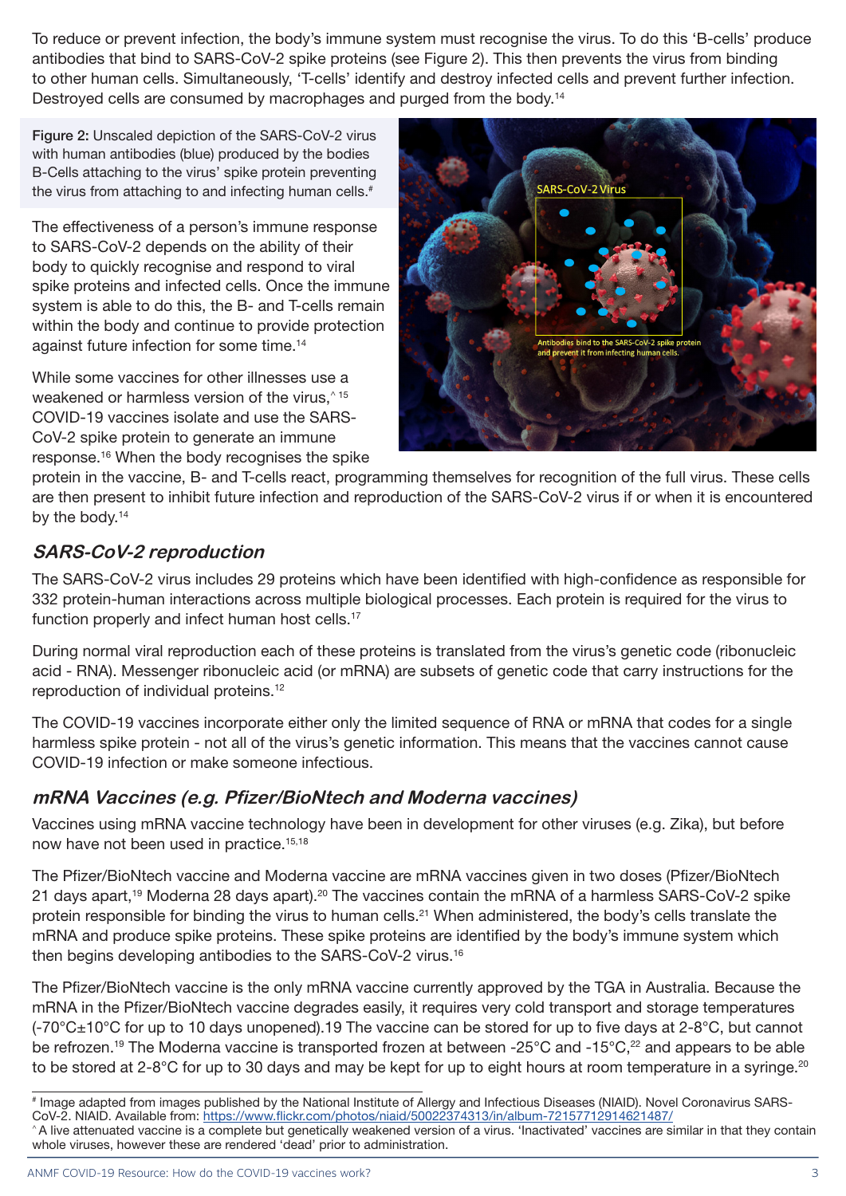To reduce or prevent infection, the body's immune system must recognise the virus. To do this 'B-cells' produce antibodies that bind to SARS-CoV-2 spike proteins (see Figure 2). This then prevents the virus from binding to other human cells. Simultaneously, 'T-cells' identify and destroy infected cells and prevent further infection. Destroyed cells are consumed by macrophages and purged from the body.[14]

Figure 2: Unscaled depiction of the SARS-CoV-2 virus with human antibodies (blue) produced by the bodies B-Cells attaching to the virus' spike protein preventing the virus from attaching to and infecting human cells.[#]

The effectiveness of a person's immune response to SARS-CoV-2 depends on the ability of their body to quickly recognise and respond to viral spike proteins and infected cells. Once the immune system is able to do this, the B- and T-cells remain within the body and continue to provide protection against future infection for some time.[14]

While some vaccines for other illnesses use a weakened or harmless version of the virus,[^ 15] COVID-19 vaccines isolate and use the SARS-CoV-2 spike protein to generate an immune response.[16] When the body recognises the spike protein in the vaccine, B- and T-cells react, programming themselves for recognition of the full virus. These cells are then present to inhibit future infection and reproduction of the SARS-CoV-2 virus if or when it is encountered by the body.[14]

## *SARS-CoV-2 reproduction*

The SARS-CoV-2 virus includes 29 proteins which have been identified with high-confidence as responsible for 332 protein-human interactions across multiple biological processes. Each protein is required for the virus to function properly and infect human host cells.[17]

During normal viral reproduction each of these proteins is translated from the virus's genetic code (ribonucleic acid - RNA). Messenger ribonucleic acid (or mRNA) are subsets of genetic code that carry instructions for the reproduction of individual proteins.[12]

The COVID-19 vaccines incorporate either only the limited sequence of RNA or mRNA that codes for a single harmless spike protein - not all of the virus's genetic information. This means that the vaccines cannot cause COVID-19 infection or make someone infectious.

## *mRNA Vaccines (e.g. Pfizer/BioNtech and Moderna vaccines)*

Vaccines using mRNA vaccine technology have been in development for other viruses (e.g. Zika), but before now have not been used in practice.[15,18]

The Pfizer/BioNtech vaccine and Moderna vaccine are mRNA vaccines given in two doses (Pfizer/BioNtech 21 days apart,[19] Moderna 28 days apart).[20] The vaccines contain the mRNA of a harmless SARS-CoV-2 spike protein responsible for binding the virus to human cells.[21] When administered, the body's cells translate the mRNA and produce spike proteins. These spike proteins are identified by the body's immune system which then begins developing antibodies to the SARS-CoV-2 virus.[16]

The Pfizer/BioNtech vaccine is the only mRNA vaccine currently approved by the TGA in Australia. Because the mRNA in the Pfizer/BioNtech vaccine degrades easily, it requires very cold transport and storage temperatures (-70°C±10°C for up to 10 days unopened).19 The vaccine can be stored for up to five days at 2-8°C, but cannot be refrozen.[19] The Moderna vaccine is transported frozen at between -25°C and -15°C,[22] and appears to be able to be stored at 2-8°C for up to 30 days and may be kept for up to eight hours at room temperature in a syringe.[20]

---

[#] Image adapted from images published by the National Institute of Allergy and Infectious Diseases (NIAID). Novel Coronavirus SARS-CoV-2. NIAID. Available from: https://www.flickr.com/photos/niaid/50022374313/in/album-72157712914621487/

^ A live attenuated vaccine is a complete but genetically weakened version of a virus. 'Inactivated' vaccines are similar in that they contain whole viruses, however these are rendered 'dead' prior to administration.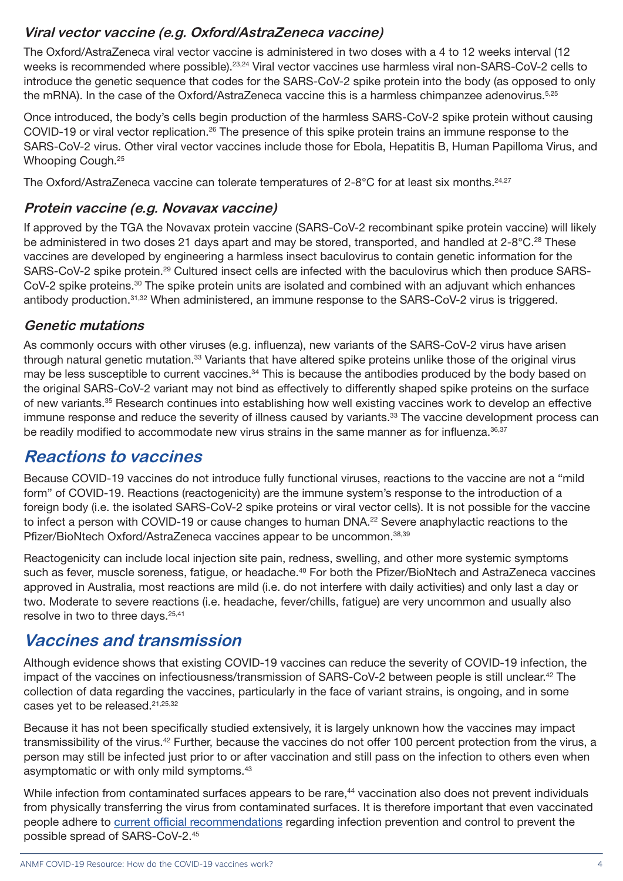### *Viral vector vaccine (e.g. Oxford/AstraZeneca vaccine)*

The Oxford/AstraZeneca viral vector vaccine is administered in two doses with a 4 to 12 weeks interval (12 weeks is recommended where possible).[23,24] Viral vector vaccines use harmless viral non-SARS-CoV-2 cells to introduce the genetic sequence that codes for the SARS-CoV-2 spike protein into the body (as opposed to only the mRNA). In the case of the Oxford/AstraZeneca vaccine this is a harmless chimpanzee adenovirus.[5,25]

Once introduced, the body's cells begin production of the harmless SARS-CoV-2 spike protein without causing COVID-19 or viral vector replication.[26] The presence of this spike protein trains an immune response to the SARS-CoV-2 virus. Other viral vector vaccines include those for Ebola, Hepatitis B, Human Papilloma Virus, and Whooping Cough.[25]

The Oxford/AstraZeneca vaccine can tolerate temperatures of 2-8°C for at least six months.[24,27]

### *Protein vaccine (e.g. Novavax vaccine)*

If approved by the TGA the Novavax protein vaccine (SARS-CoV-2 recombinant spike protein vaccine) will likely be administered in two doses 21 days apart and may be stored, transported, and handled at 2-8°C.[28] These vaccines are developed by engineering a harmless insect baculovirus to contain genetic information for the SARS-CoV-2 spike protein.[29] Cultured insect cells are infected with the baculovirus which then produce SARS-CoV-2 spike proteins.[30] The spike protein units are isolated and combined with an adjuvant which enhances antibody production.[31,32] When administered, an immune response to the SARS-CoV-2 virus is triggered.

### *Genetic mutations*

As commonly occurs with other viruses (e.g. influenza), new variants of the SARS-CoV-2 virus have arisen through natural genetic mutation.[33] Variants that have altered spike proteins unlike those of the original virus may be less susceptible to current vaccines.[34] This is because the antibodies produced by the body based on the original SARS-CoV-2 variant may not bind as effectively to differently shaped spike proteins on the surface of new variants.[35] Research continues into establishing how well existing vaccines work to develop an effective immune response and reduce the severity of illness caused by variants.[33] The vaccine development process can be readily modified to accommodate new virus strains in the same manner as for influenza.[36,37]

## *Reactions to vaccines*

Because COVID-19 vaccines do not introduce fully functional viruses, reactions to the vaccine are not a "mild form" of COVID-19. Reactions (reactogenicity) are the immune system's response to the introduction of a foreign body (i.e. the isolated SARS-CoV-2 spike proteins or viral vector cells). It is not possible for the vaccine to infect a person with COVID-19 or cause changes to human DNA.[22] Severe anaphylactic reactions to the Pfizer/BioNtech Oxford/AstraZeneca vaccines appear to be uncommon.[38,39]

Reactogenicity can include local injection site pain, redness, swelling, and other more systemic symptoms such as fever, muscle soreness, fatigue, or headache.[40] For both the Pfizer/BioNtech and AstraZeneca vaccines approved in Australia, most reactions are mild (i.e. do not interfere with daily activities) and only last a day or two. Moderate to severe reactions (i.e. headache, fever/chills, fatigue) are very uncommon and usually also resolve in two to three days.[25,41]

## *Vaccines and transmission*

Although evidence shows that existing COVID-19 vaccines can reduce the severity of COVID-19 infection, the impact of the vaccines on infectiousness/transmission of SARS-CoV-2 between people is still unclear.[42] The collection of data regarding the vaccines, particularly in the face of variant strains, is ongoing, and in some cases yet to be released.[21,25,32]

Because it has not been specifically studied extensively, it is largely unknown how the vaccines may impact transmissibility of the virus.[42] Further, because the vaccines do not offer 100 percent protection from the virus, a person may still be infected just prior to or after vaccination and still pass on the infection to others even when asymptomatic or with only mild symptoms.[43]

While infection from contaminated surfaces appears to be rare,[44] vaccination also does not prevent individuals from physically transferring the virus from contaminated surfaces. It is therefore important that even vaccinated people adhere to current official recommendations regarding infection prevention and control to prevent the possible spread of SARS-CoV-2.[45]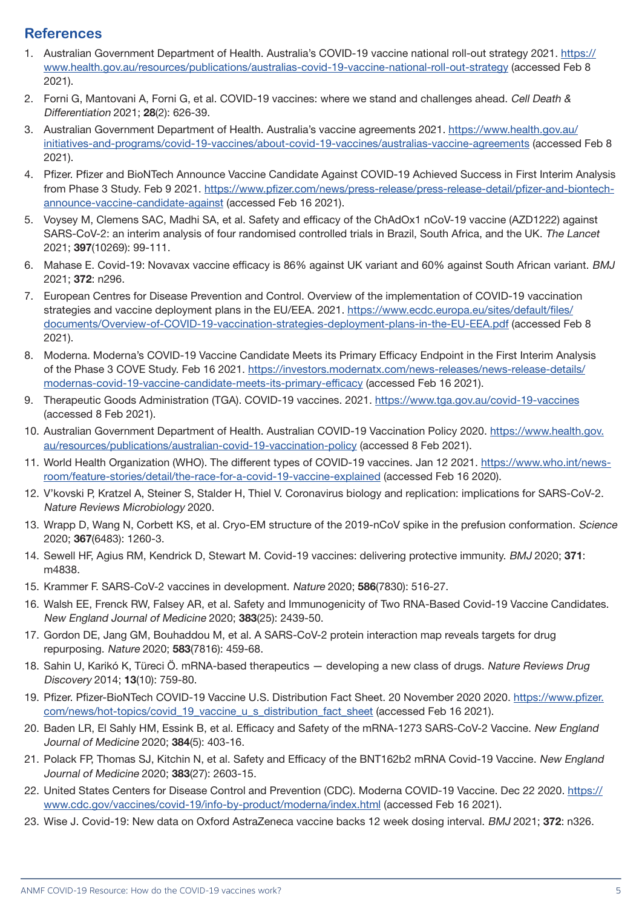## References

1. Australian Government Department of Health. Australia's COVID-19 vaccine national roll-out strategy 2021. https://www.health.gov.au/resources/publications/australias-covid-19-vaccine-national-roll-out-strategy (accessed Feb 8 2021).
2. Forni G, Mantovani A, Forni G, et al. COVID-19 vaccines: where we stand and challenges ahead. *Cell Death & Differentiation* 2021; **28**(2): 626-39.
3. Australian Government Department of Health. Australia's vaccine agreements 2021. https://www.health.gov.au/initiatives-and-programs/covid-19-vaccines/about-covid-19-vaccines/australias-vaccine-agreements (accessed Feb 8 2021).
4. Pfizer. Pfizer and BioNTech Announce Vaccine Candidate Against COVID-19 Achieved Success in First Interim Analysis from Phase 3 Study. Feb 9 2021. https://www.pfizer.com/news/press-release/press-release-detail/pfizer-and-biontech-announce-vaccine-candidate-against (accessed Feb 16 2021).
5. Voysey M, Clemens SAC, Madhi SA, et al. Safety and efficacy of the ChAdOx1 nCoV-19 vaccine (AZD1222) against SARS-CoV-2: an interim analysis of four randomised controlled trials in Brazil, South Africa, and the UK. *The Lancet* 2021; **397**(10269): 99-111.
6. Mahase E. Covid-19: Novavax vaccine efficacy is 86% against UK variant and 60% against South African variant. *BMJ* 2021; **372**: n296.
7. European Centres for Disease Prevention and Control. Overview of the implementation of COVID-19 vaccination strategies and vaccine deployment plans in the EU/EEA. 2021. https://www.ecdc.europa.eu/sites/default/files/documents/Overview-of-COVID-19-vaccination-strategies-deployment-plans-in-the-EU-EEA.pdf (accessed Feb 8 2021).
8. Moderna. Moderna's COVID-19 Vaccine Candidate Meets its Primary Efficacy Endpoint in the First Interim Analysis of the Phase 3 COVE Study. Feb 16 2021. https://investors.modernatx.com/news-releases/news-release-details/modernas-covid-19-vaccine-candidate-meets-its-primary-efficacy (accessed Feb 16 2021).
9. Therapeutic Goods Administration (TGA). COVID-19 vaccines. 2021. https://www.tga.gov.au/covid-19-vaccines (accessed 8 Feb 2021).
10. Australian Government Department of Health. Australian COVID-19 Vaccination Policy 2020. https://www.health.gov.au/resources/publications/australian-covid-19-vaccination-policy (accessed 8 Feb 2021).
11. World Health Organization (WHO). The different types of COVID-19 vaccines. Jan 12 2021. https://www.who.int/news-room/feature-stories/detail/the-race-for-a-covid-19-vaccine-explained (accessed Feb 16 2020).
12. V'kovski P, Kratzel A, Steiner S, Stalder H, Thiel V. Coronavirus biology and replication: implications for SARS-CoV-2. *Nature Reviews Microbiology* 2020.
13. Wrapp D, Wang N, Corbett KS, et al. Cryo-EM structure of the 2019-nCoV spike in the prefusion conformation. *Science* 2020; **367**(6483): 1260-3.
14. Sewell HF, Agius RM, Kendrick D, Stewart M. Covid-19 vaccines: delivering protective immunity. *BMJ* 2020; **371**: m4838.
15. Krammer F. SARS-CoV-2 vaccines in development. *Nature* 2020; **586**(7830): 516-27.
16. Walsh EE, Frenck RW, Falsey AR, et al. Safety and Immunogenicity of Two RNA-Based Covid-19 Vaccine Candidates. *New England Journal of Medicine* 2020; **383**(25): 2439-50.
17. Gordon DE, Jang GM, Bouhaddou M, et al. A SARS-CoV-2 protein interaction map reveals targets for drug repurposing. *Nature* 2020; **583**(7816): 459-68.
18. Sahin U, Karikó K, Türeci Ö. mRNA-based therapeutics — developing a new class of drugs. *Nature Reviews Drug Discovery* 2014; **13**(10): 759-80.
19. Pfizer. Pfizer-BioNTech COVID-19 Vaccine U.S. Distribution Fact Sheet. 20 November 2020 2020. https://www.pfizer.com/news/hot-topics/covid_19_vaccine_u_s_distribution_fact_sheet (accessed Feb 16 2021).
20. Baden LR, El Sahly HM, Essink B, et al. Efficacy and Safety of the mRNA-1273 SARS-CoV-2 Vaccine. *New England Journal of Medicine* 2020; **384**(5): 403-16.
21. Polack FP, Thomas SJ, Kitchin N, et al. Safety and Efficacy of the BNT162b2 mRNA Covid-19 Vaccine. *New England Journal of Medicine* 2020; **383**(27): 2603-15.
22. United States Centers for Disease Control and Prevention (CDC). Moderna COVID-19 Vaccine. Dec 22 2020. https://www.cdc.gov/vaccines/covid-19/info-by-product/moderna/index.html (accessed Feb 16 2021).
23. Wise J. Covid-19: New data on Oxford AstraZeneca vaccine backs 12 week dosing interval. *BMJ* 2021; **372**: n326.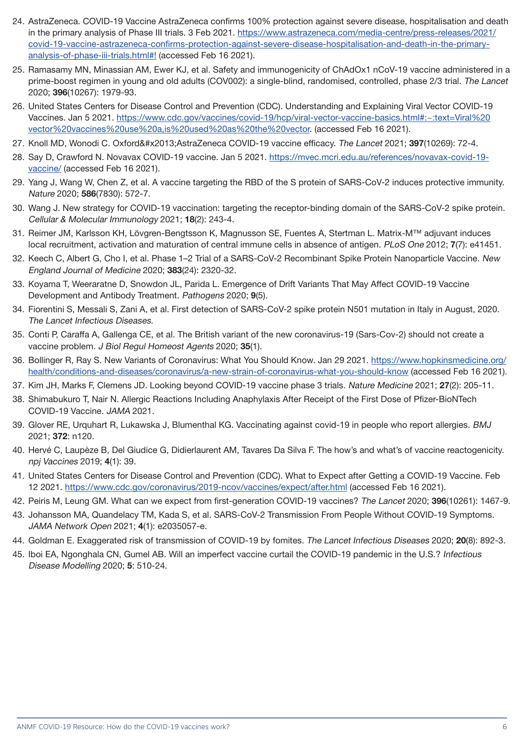24. AstraZeneca. COVID-19 Vaccine AstraZeneca confirms 100% protection against severe disease, hospitalisation and death in the primary analysis of Phase III trials. 3 Feb 2021. https://www.astrazeneca.com/media-centre/press-releases/2021/covid-19-vaccine-astrazeneca-confirms-protection-against-severe-disease-hospitalisation-and-death-in-the-primary-analysis-of-phase-iii-trials.html#! (accessed Feb 16 2021).
25. Ramasamy MN, Minassian AM, Ewer KJ, et al. Safety and immunogenicity of ChAdOx1 nCoV-19 vaccine administered in a prime-boost regimen in young and old adults (COV002): a single-blind, randomised, controlled, phase 2/3 trial. *The Lancet* 2020; **396**(10267): 1979-93.
26. United States Centers for Disease Control and Prevention (CDC). Understanding and Explaining Viral Vector COVID-19 Vaccines. Jan 5 2021. https://www.cdc.gov/vaccines/covid-19/hcp/viral-vector-vaccine-basics.html#:~:text=Viral%20vector%20vaccines%20use%20a,is%20used%20as%20the%20vector. (accessed Feb 16 2021).
27. Knoll MD, Wonodi C. Oxford&#x2013;AstraZeneca COVID-19 vaccine efficacy. *The Lancet* 2021; **397**(10269): 72-4.
28. Say D, Crawford N. Novavax COVID-19 vaccine. Jan 5 2021. https://mvec.mcri.edu.au/references/novavax-covid-19-vaccine/ (accessed Feb 16 2021).
29. Yang J, Wang W, Chen Z, et al. A vaccine targeting the RBD of the S protein of SARS-CoV-2 induces protective immunity. *Nature* 2020; **586**(7830): 572-7.
30. Wang J. New strategy for COVID-19 vaccination: targeting the receptor-binding domain of the SARS-CoV-2 spike protein. *Cellular & Molecular Immunology* 2021; **18**(2): 243-4.
31. Reimer JM, Karlsson KH, Lövgren-Bengtsson K, Magnusson SE, Fuentes A, Stertman L. Matrix-M™ adjuvant induces local recruitment, activation and maturation of central immune cells in absence of antigen. *PLoS One* 2012; **7**(7): e41451.
32. Keech C, Albert G, Cho I, et al. Phase 1–2 Trial of a SARS-CoV-2 Recombinant Spike Protein Nanoparticle Vaccine. *New England Journal of Medicine* 2020; **383**(24): 2320-32.
33. Koyama T, Weeraratne D, Snowdon JL, Parida L. Emergence of Drift Variants That May Affect COVID-19 Vaccine Development and Antibody Treatment. *Pathogens* 2020; **9**(5).
34. Fiorentini S, Messali S, Zani A, et al. First detection of SARS-CoV-2 spike protein N501 mutation in Italy in August, 2020. *The Lancet Infectious Diseases*.
35. Conti P, Caraffa A, Gallenga CE, et al. The British variant of the new coronavirus-19 (Sars-Cov-2) should not create a vaccine problem. *J Biol Regul Homeost Agents* 2020; **35**(1).
36. Bollinger R, Ray S. New Variants of Coronavirus: What You Should Know. Jan 29 2021. https://www.hopkinsmedicine.org/health/conditions-and-diseases/coronavirus/a-new-strain-of-coronavirus-what-you-should-know (accessed Feb 16 2021).
37. Kim JH, Marks F, Clemens JD. Looking beyond COVID-19 vaccine phase 3 trials. *Nature Medicine* 2021; **27**(2): 205-11.
38. Shimabukuro T, Nair N. Allergic Reactions Including Anaphylaxis After Receipt of the First Dose of Pfizer-BioNTech COVID-19 Vaccine. *JAMA* 2021.
39. Glover RE, Urquhart R, Lukawska J, Blumenthal KG. Vaccinating against covid-19 in people who report allergies. *BMJ* 2021; **372**: n120.
40. Hervé C, Laupèze B, Del Giudice G, Didierlaurent AM, Tavares Da Silva F. The how's and what's of vaccine reactogenicity. *npj Vaccines* 2019; **4**(1): 39.
41. United States Centers for Disease Control and Prevention (CDC). What to Expect after Getting a COVID-19 Vaccine. Feb 12 2021. https://www.cdc.gov/coronavirus/2019-ncov/vaccines/expect/after.html (accessed Feb 16 2021).
42. Peiris M, Leung GM. What can we expect from first-generation COVID-19 vaccines? *The Lancet* 2020; **396**(10261): 1467-9.
43. Johansson MA, Quandelacy TM, Kada S, et al. SARS-CoV-2 Transmission From People Without COVID-19 Symptoms. *JAMA Network Open* 2021; **4**(1): e2035057-e.
44. Goldman E. Exaggerated risk of transmission of COVID-19 by fomites. *The Lancet Infectious Diseases* 2020; **20**(8): 892-3.
45. Iboi EA, Ngonghala CN, Gumel AB. Will an imperfect vaccine curtail the COVID-19 pandemic in the U.S.? *Infectious Disease Modelling* 2020; **5**: 510-24.